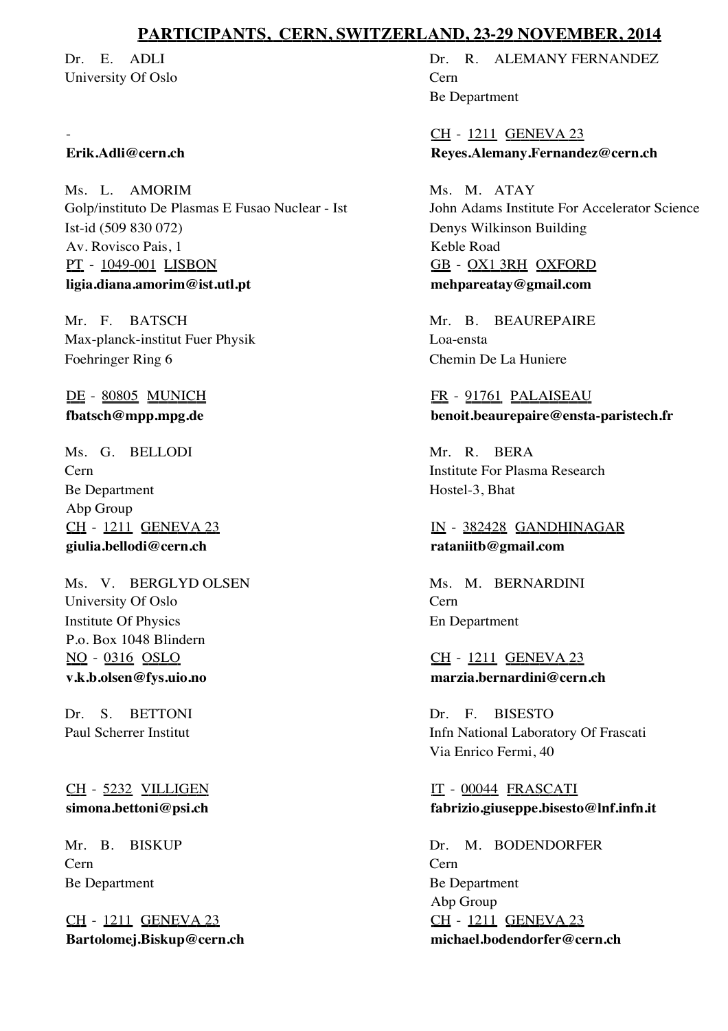## PARTICIPANTS, CERN, SWITZERLAND, 23-29 NOVEMBER, 2014

Dr. E. ADLI
University Of Oslo

-
**Erik.Adli@cern.ch**

Dr. R. ALEMANY FERNANDEZ
Cern
Be Department

CH - 1211 GENEVA 23
**Reyes.Alemany.Fernandez@cern.ch**

Ms. L. AMORIM
Golp/instituto De Plasmas E Fusao Nuclear - Ist
Ist-id (509 830 072)
Av. Rovisco Pais, 1
PT - 1049-001 LISBON
**ligia.diana.amorim@ist.utl.pt**

Ms. M. ATAY
John Adams Institute For Accelerator Science
Denys Wilkinson Building
Keble Road
GB - OX1 3RH OXFORD
**mehpareatay@gmail.com**

Mr. F. BATSCH
Max-planck-institut Fuer Physik
Foehringer Ring 6

DE - 80805 MUNICH
**fbatsch@mpp.mpg.de**

Mr. B. BEAUREPAIRE
Loa-ensta
Chemin De La Huniere

FR - 91761 PALAISEAU
**benoit.beaurepaire@ensta-paristech.fr**

Ms. G. BELLODI
Cern
Be Department
Abp Group
CH - 1211 GENEVA 23
**giulia.bellodi@cern.ch**

Mr. R. BERA
Institute For Plasma Research
Hostel-3, Bhat

IN - 382428 GANDHINAGAR
**rataniitb@gmail.com**

Ms. V. BERGLYD OLSEN
University Of Oslo
Institute Of Physics
P.o. Box 1048 Blindern
NO - 0316 OSLO
**v.k.b.olsen@fys.uio.no**

Ms. M. BERNARDINI
Cern
En Department

CH - 1211 GENEVA 23
**marzia.bernardini@cern.ch**

Dr. S. BETTONI
Paul Scherrer Institut

CH - 5232 VILLIGEN
**simona.bettoni@psi.ch**

Dr. F. BISESTO
Infn National Laboratory Of Frascati
Via Enrico Fermi, 40

IT - 00044 FRASCATI
**fabrizio.giuseppe.bisesto@lnf.infn.it**

Mr. B. BISKUP
Cern
Be Department

CH - 1211 GENEVA 23
**Bartolomej.Biskup@cern.ch**

Dr. M. BODENDORFER
Cern
Be Department
Abp Group
CH - 1211 GENEVA 23
**michael.bodendorfer@cern.ch**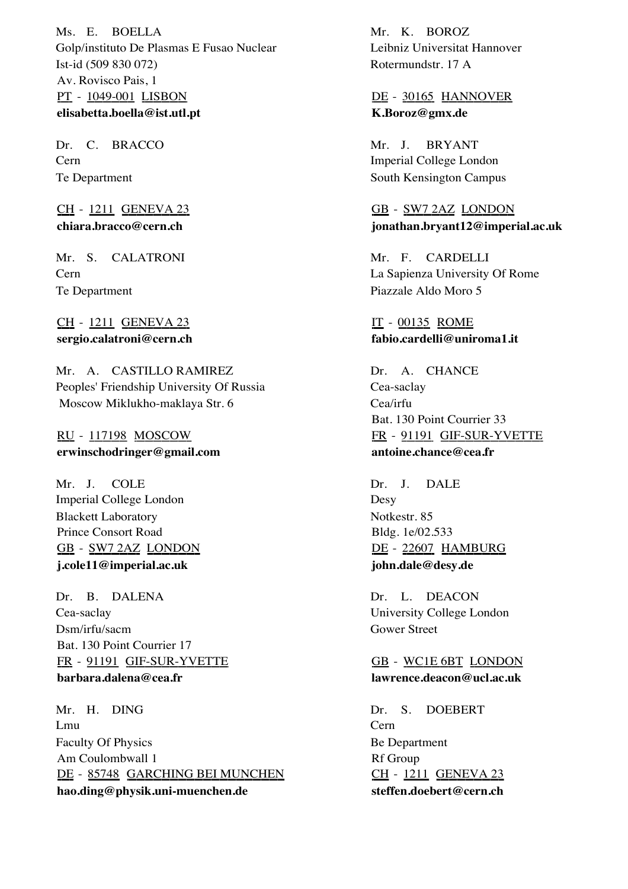Ms. E. BOELLA
Golp/instituto De Plasmas E Fusao Nuclear
Ist-id (509 830 072)
Av. Rovisco Pais, 1
PT - 1049-001 LISBON
**elisabetta.boella@ist.utl.pt**

Mr. K. BOROZ
Leibniz Universitat Hannover
Rotermundstr. 17 A

DE - 30165 HANNOVER
**K.Boroz@gmx.de**

Dr. C. BRACCO
Cern
Te Department

CH - 1211 GENEVA 23
**chiara.bracco@cern.ch**

Mr. J. BRYANT
Imperial College London
South Kensington Campus

GB - SW7 2AZ LONDON
**jonathan.bryant12@imperial.ac.uk**

Mr. S. CALATRONI
Cern
Te Department

CH - 1211 GENEVA 23
**sergio.calatroni@cern.ch**

Mr. F. CARDELLI
La Sapienza University Of Rome
Piazzale Aldo Moro 5

IT - 00135 ROME
**fabio.cardelli@uniroma1.it**

Mr. A. CASTILLO RAMIREZ
Peoples' Friendship University Of Russia
Moscow Miklukho-maklaya Str. 6

RU - 117198 MOSCOW
**erwinschodringer@gmail.com**

Dr. A. CHANCE
Cea-saclay
Cea/irfu
Bat. 130 Point Courrier 33
FR - 91191 GIF-SUR-YVETTE
**antoine.chance@cea.fr**

Mr. J. COLE
Imperial College London
Blackett Laboratory
Prince Consort Road
GB - SW7 2AZ LONDON
**j.cole11@imperial.ac.uk**

Dr. J. DALE
Desy
Notkestr. 85
Bldg. 1e/02.533
DE - 22607 HAMBURG
**john.dale@desy.de**

Dr. B. DALENA
Cea-saclay
Dsm/irfu/sacm
Bat. 130 Point Courrier 17
FR - 91191 GIF-SUR-YVETTE
**barbara.dalena@cea.fr**

Dr. L. DEACON
University College London
Gower Street

GB - WC1E 6BT LONDON
**lawrence.deacon@ucl.ac.uk**

Mr. H. DING
Lmu
Faculty Of Physics
Am Coulombwall 1
DE - 85748 GARCHING BEI MUNCHEN
**hao.ding@physik.uni-muenchen.de**

Dr. S. DOEBERT
Cern
Be Department
Rf Group
CH - 1211 GENEVA 23
**steffen.doebert@cern.ch**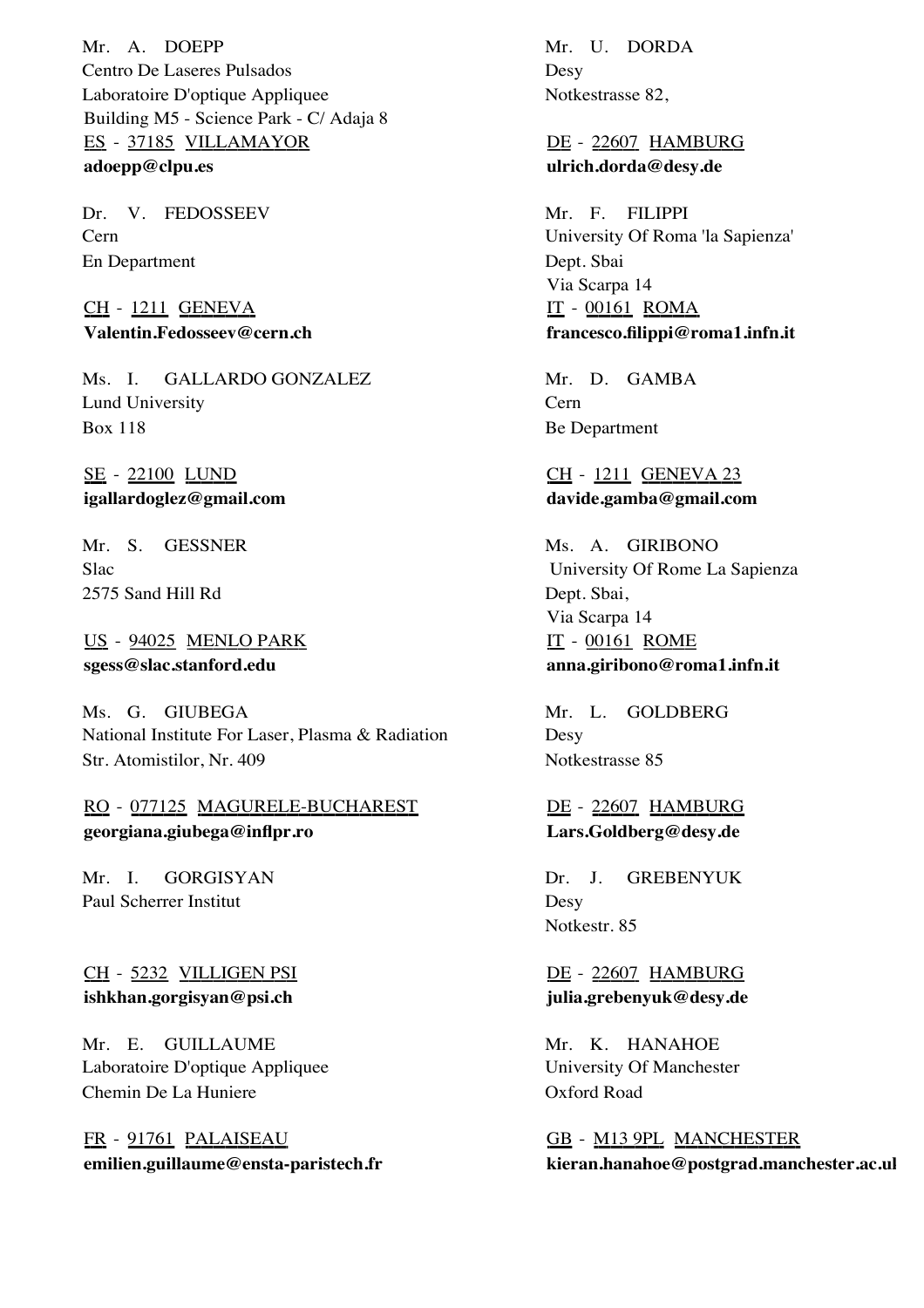Mr. A. DOEPP
Centro De Laseres Pulsados
Laboratoire D'optique Appliquee
Building M5 - Science Park - C/ Adaja 8
ES - 37185 VILLAMAYOR
**adoepp@clpu.es**

Mr. U. DORDA
Desy
Notkestrasse 82,

DE - 22607 HAMBURG
**ulrich.dorda@desy.de**

Dr. V. FEDOSSEEV
Cern
En Department

CH - 1211 GENEVA
**Valentin.Fedosseev@cern.ch**

Mr. F. FILIPPI
University Of Roma 'la Sapienza'
Dept. Sbai
Via Scarpa 14
IT - 00161 ROMA
**francesco.filippi@roma1.infn.it**

Ms. I. GALLARDO GONZALEZ
Lund University
Box 118

SE - 22100 LUND
**igallardoglez@gmail.com**

Mr. D. GAMBA
Cern
Be Department

CH - 1211 GENEVA 23
**davide.gamba@gmail.com**

Mr. S. GESSNER
Slac
2575 Sand Hill Rd

US - 94025 MENLO PARK
**sgess@slac.stanford.edu**

Ms. A. GIRIBONO
University Of Rome La Sapienza
Dept. Sbai,
Via Scarpa 14
IT - 00161 ROME
**anna.giribono@roma1.infn.it**

Ms. G. GIUBEGA
National Institute For Laser, Plasma & Radiation
Str. Atomistilor, Nr. 409

RO - 077125 MAGURELE-BUCHAREST
**georgiana.giubega@inflpr.ro**

Mr. L. GOLDBERG
Desy
Notkestrasse 85

DE - 22607 HAMBURG
**Lars.Goldberg@desy.de**

Mr. I. GORGISYAN
Paul Scherrer Institut

CH - 5232 VILLIGEN PSI
**ishkhan.gorgisyan@psi.ch**

Dr. J. GREBENYUK
Desy
Notkestr. 85

DE - 22607 HAMBURG
**julia.grebenyuk@desy.de**

Mr. E. GUILLAUME
Laboratoire D'optique Appliquee
Chemin De La Huniere

FR - 91761 PALAISEAU
**emilien.guillaume@ensta-paristech.fr**

Mr. K. HANAHOE
University Of Manchester
Oxford Road

GB - M13 9PL MANCHESTER
**kieran.hanahoe@postgrad.manchester.ac.ul**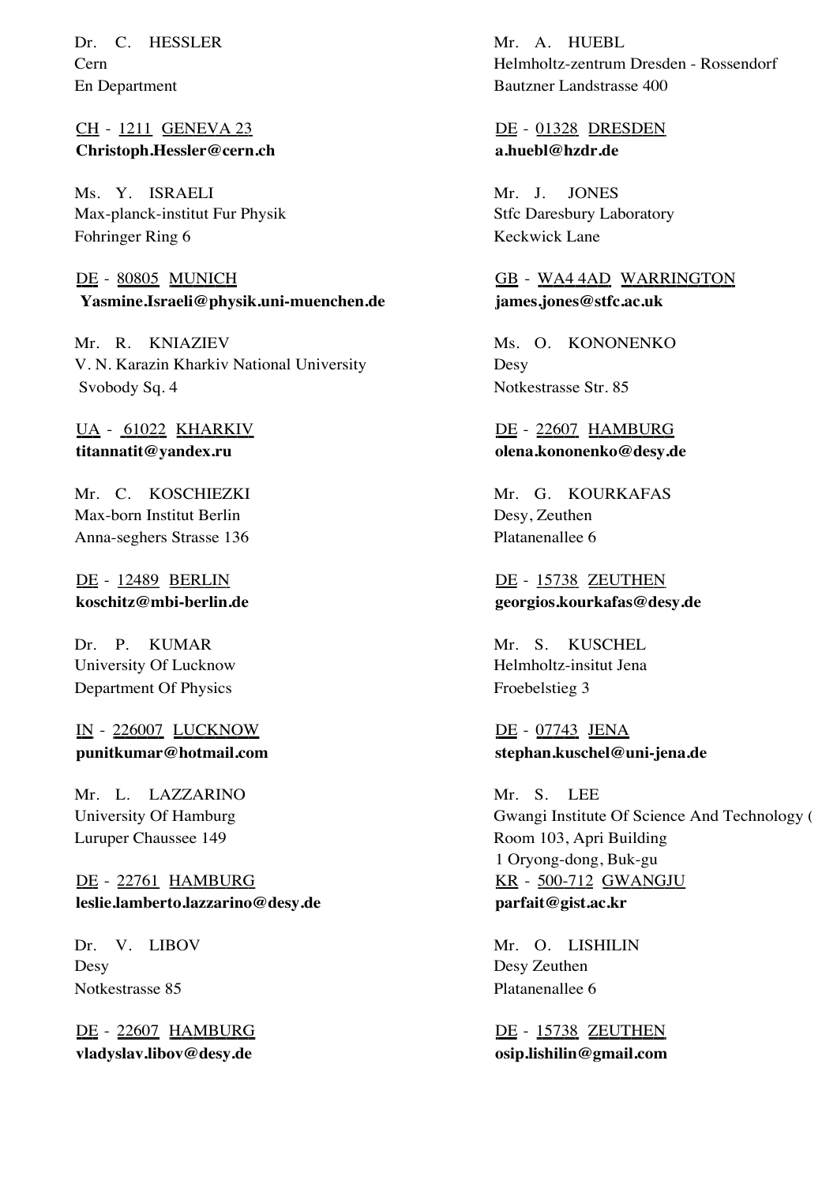Dr. C. HESSLER
Cern
En Department

CH - 1211 GENEVA 23
**Christoph.Hessler@cern.ch**

Mr. A. HUEBL
Helmholtz-zentrum Dresden - Rossendorf
Bautzner Landstrasse 400

DE - 01328 DRESDEN
**a.huebl@hzdr.de**

Ms. Y. ISRAELI
Max-planck-institut Fur Physik
Fohringer Ring 6

DE - 80805 MUNICH
**Yasmine.Israeli@physik.uni-muenchen.de**

Mr. J. JONES
Stfc Daresbury Laboratory
Keckwick Lane

GB - WA4 4AD WARRINGTON
**james.jones@stfc.ac.uk**

Mr. R. KNIAZIEV
V. N. Karazin Kharkiv National University
Svobody Sq. 4

UA - 61022 KHARKIV
**titannatit@yandex.ru**

Ms. O. KONONENKO
Desy
Notkestrasse Str. 85

DE - 22607 HAMBURG
**olena.kononenko@desy.de**

Mr. C. KOSCHIEZKI
Max-born Institut Berlin
Anna-seghers Strasse 136

DE - 12489 BERLIN
**koschitz@mbi-berlin.de**

Mr. G. KOURKAFAS
Desy, Zeuthen
Platanenallee 6

DE - 15738 ZEUTHEN
**georgios.kourkafas@desy.de**

Dr. P. KUMAR
University Of Lucknow
Department Of Physics

IN - 226007 LUCKNOW
**punitkumar@hotmail.com**

Mr. S. KUSCHEL
Helmholtz-insitut Jena
Froebelstieg 3

DE - 07743 JENA
**stephan.kuschel@uni-jena.de**

Mr. L. LAZZARINO
University Of Hamburg
Luruper Chaussee 149

DE - 22761 HAMBURG
**leslie.lamberto.lazzarino@desy.de**

Mr. S. LEE
Gwangi Institute Of Science And Technology (
Room 103, Apri Building
1 Oryong-dong, Buk-gu
KR - 500-712 GWANGJU
**parfait@gist.ac.kr**

Dr. V. LIBOV
Desy
Notkestrasse 85

DE - 22607 HAMBURG
**vladyslav.libov@desy.de**

Mr. O. LISHILIN
Desy Zeuthen
Platanenallee 6

DE - 15738 ZEUTHEN
**osip.lishilin@gmail.com**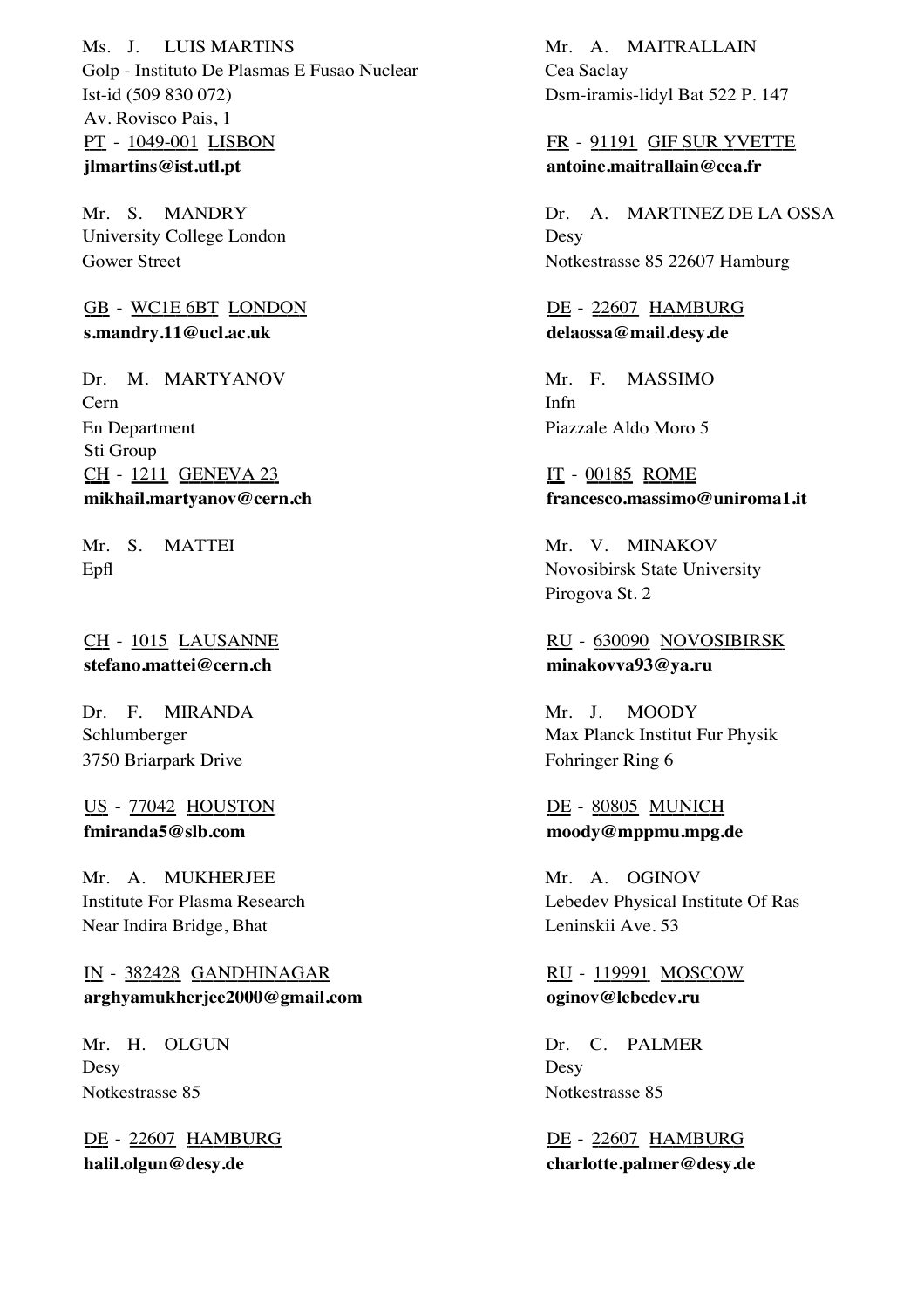Ms. J. LUIS MARTINS
Golp - Instituto De Plasmas E Fusao Nuclear
Ist-id (509 830 072)
Av. Rovisco Pais, 1
PT - 1049-001 LISBON
**jlmartins@ist.utl.pt**

Mr. A. MAITRALLAIN
Cea Saclay
Dsm-iramis-lidyl Bat 522 P. 147
FR - 91191 GIF SUR YVETTE
**antoine.maitrallain@cea.fr**

Mr. S. MANDRY
University College London
Gower Street
GB - WC1E 6BT LONDON
**s.mandry.11@ucl.ac.uk**

Dr. A. MARTINEZ DE LA OSSA
Desy
Notkestrasse 85 22607 Hamburg
DE - 22607 HAMBURG
**delaossa@mail.desy.de**

Dr. M. MARTYANOV
Cern
En Department
Sti Group
CH - 1211 GENEVA 23
**mikhail.martyanov@cern.ch**

Mr. F. MASSIMO
Infn
Piazzale Aldo Moro 5
IT - 00185 ROME
**francesco.massimo@uniroma1.it**

Mr. S. MATTEI
Epfl
CH - 1015 LAUSANNE
**stefano.mattei@cern.ch**

Mr. V. MINAKOV
Novosibirsk State University
Pirogova St. 2
RU - 630090 NOVOSIBIRSK
**minakovva93@ya.ru**

Dr. F. MIRANDA
Schlumberger
3750 Briarpark Drive
US - 77042 HOUSTON
**fmiranda5@slb.com**

Mr. J. MOODY
Max Planck Institut Fur Physik
Fohringer Ring 6
DE - 80805 MUNICH
**moody@mppmu.mpg.de**

Mr. A. MUKHERJEE
Institute For Plasma Research
Near Indira Bridge, Bhat
IN - 382428 GANDHINAGAR
**arghyamukherjee2000@gmail.com**

Mr. A. OGINOV
Lebedev Physical Institute Of Ras
Leninskii Ave. 53
RU - 119991 MOSCOW
**oginov@lebedev.ru**

Mr. H. OLGUN
Desy
Notkestrasse 85
DE - 22607 HAMBURG
**halil.olgun@desy.de**

Dr. C. PALMER
Desy
Notkestrasse 85
DE - 22607 HAMBURG
**charlotte.palmer@desy.de**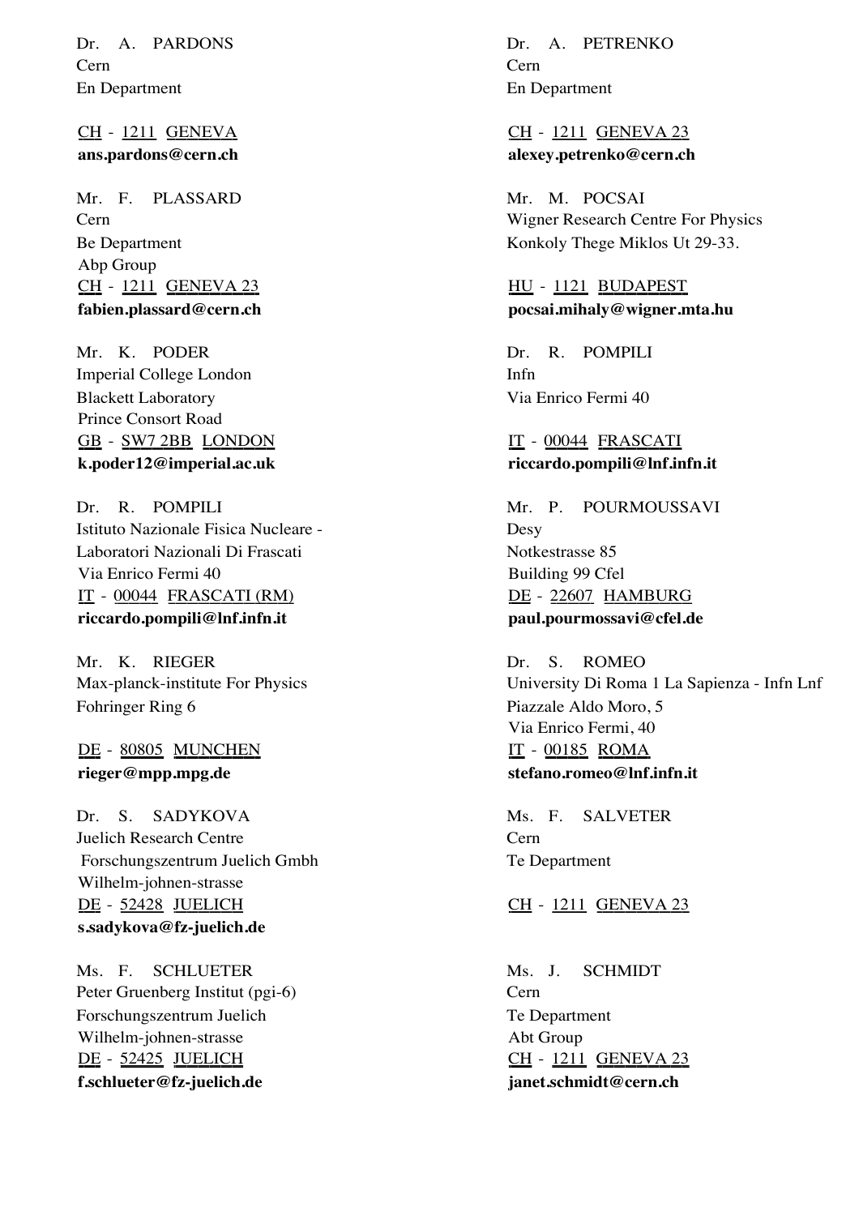Dr. A. PARDONS
Cern
En Department

CH - 1211 GENEVA
**ans.pardons@cern.ch**

Dr. A. PETRENKO
Cern
En Department

CH - 1211 GENEVA 23
**alexey.petrenko@cern.ch**

Mr. F. PLASSARD
Cern
Be Department
Abp Group
CH - 1211 GENEVA 23
**fabien.plassard@cern.ch**

Mr. M. POCSAI
Wigner Research Centre For Physics
Konkoly Thege Miklos Ut 29-33.

HU - 1121 BUDAPEST
**pocsai.mihaly@wigner.mta.hu**

Mr. K. PODER
Imperial College London
Blackett Laboratory
Prince Consort Road
GB - SW7 2BB LONDON
**k.poder12@imperial.ac.uk**

Dr. R. POMPILI
Infn
Via Enrico Fermi 40

IT - 00044 FRASCATI
**riccardo.pompili@lnf.infn.it**

Dr. R. POMPILI
Istituto Nazionale Fisica Nucleare -
Laboratori Nazionali Di Frascati
Via Enrico Fermi 40
IT - 00044 FRASCATI (RM)
**riccardo.pompili@lnf.infn.it**

Mr. P. POURMOUSSAVI
Desy
Notkestrasse 85
Building 99 Cfel
DE - 22607 HAMBURG
**paul.pourmossavi@cfel.de**

Mr. K. RIEGER
Max-planck-institute For Physics
Fohringer Ring 6

DE - 80805 MUNCHEN
**rieger@mpp.mpg.de**

Dr. S. ROMEO
University Di Roma 1 La Sapienza - Infn Lnf
Piazzale Aldo Moro, 5
Via Enrico Fermi, 40
IT - 00185 ROMA
**stefano.romeo@lnf.infn.it**

Dr. S. SADYKOVA
Juelich Research Centre
Forschungszentrum Juelich Gmbh
Wilhelm-johnen-strasse
DE - 52428 JUELICH
**s.sadykova@fz-juelich.de**

Ms. F. SALVETER
Cern
Te Department

CH - 1211 GENEVA 23

Ms. F. SCHLUETER
Peter Gruenberg Institut (pgi-6)
Forschungszentrum Juelich
Wilhelm-johnen-strasse
DE - 52425 JUELICH
**f.schlueter@fz-juelich.de**

Ms. J. SCHMIDT
Cern
Te Department
Abt Group
CH - 1211 GENEVA 23
**janet.schmidt@cern.ch**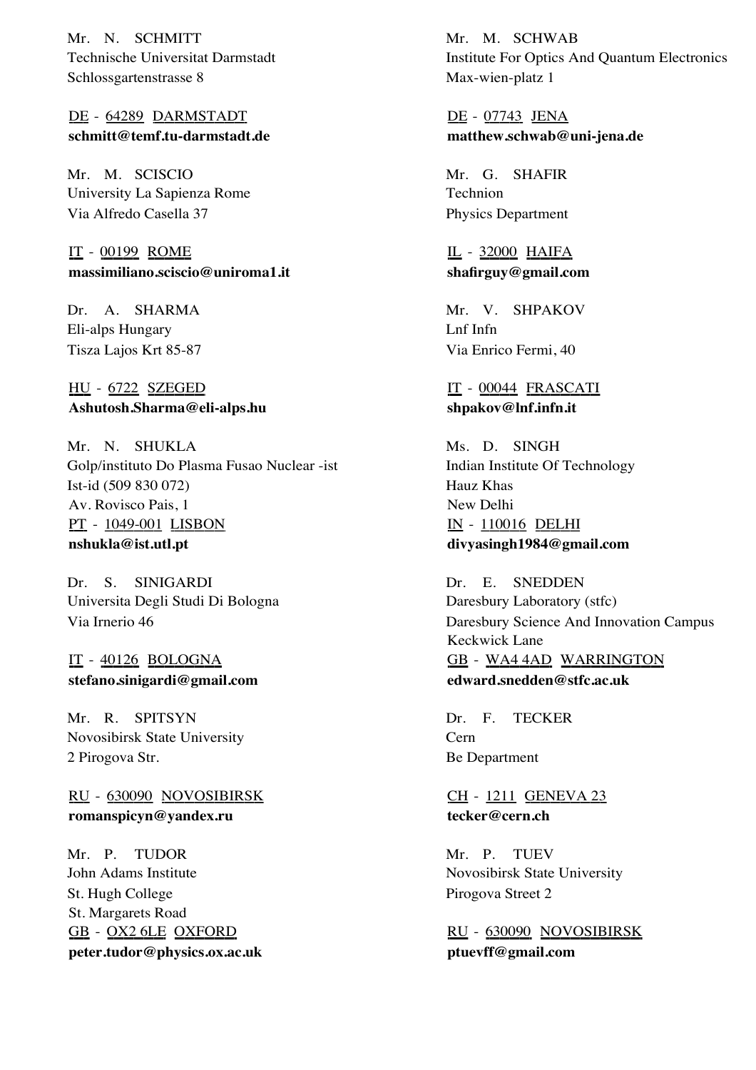Mr. N. SCHMITT
Technische Universitat Darmstadt
Schlossgartenstrasse 8

DE - 64289 DARMSTADT
**schmitt@temf.tu-darmstadt.de**

Mr. M. SCHWAB
Institute For Optics And Quantum Electronics
Max-wien-platz 1

DE - 07743 JENA
**matthew.schwab@uni-jena.de**

Mr. M. SCISCIO
University La Sapienza Rome
Via Alfredo Casella 37

IT - 00199 ROME
**massimiliano.sciscio@uniroma1.it**

Mr. G. SHAFIR
Technion
Physics Department

IL - 32000 HAIFA
**shafirguy@gmail.com**

Dr. A. SHARMA
Eli-alps Hungary
Tisza Lajos Krt 85-87

HU - 6722 SZEGED
**Ashutosh.Sharma@eli-alps.hu**

Mr. V. SHPAKOV
Lnf Infn
Via Enrico Fermi, 40

IT - 00044 FRASCATI
**shpakov@lnf.infn.it**

Mr. N. SHUKLA
Golp/instituto Do Plasma Fusao Nuclear -ist
Ist-id (509 830 072)
Av. Rovisco Pais, 1
PT - 1049-001 LISBON
**nshukla@ist.utl.pt**

Ms. D. SINGH
Indian Institute Of Technology
Hauz Khas
New Delhi
IN - 110016 DELHI
**divyasingh1984@gmail.com**

Dr. S. SINIGARDI
Universita Degli Studi Di Bologna
Via Irnerio 46

IT - 40126 BOLOGNA
**stefano.sinigardi@gmail.com**

Dr. E. SNEDDEN
Daresbury Laboratory (stfc)
Daresbury Science And Innovation Campus
Keckwick Lane
GB - WA4 4AD WARRINGTON
**edward.snedden@stfc.ac.uk**

Mr. R. SPITSYN
Novosibirsk State University
2 Pirogova Str.

RU - 630090 NOVOSIBIRSK
**romanspicyn@yandex.ru**

Dr. F. TECKER
Cern
Be Department

CH - 1211 GENEVA 23
**tecker@cern.ch**

Mr. P. TUDOR
John Adams Institute
St. Hugh College
St. Margarets Road
GB - OX2 6LE OXFORD
**peter.tudor@physics.ox.ac.uk**

Mr. P. TUEV
Novosibirsk State University
Pirogova Street 2

RU - 630090 NOVOSIBIRSK
**ptuevff@gmail.com**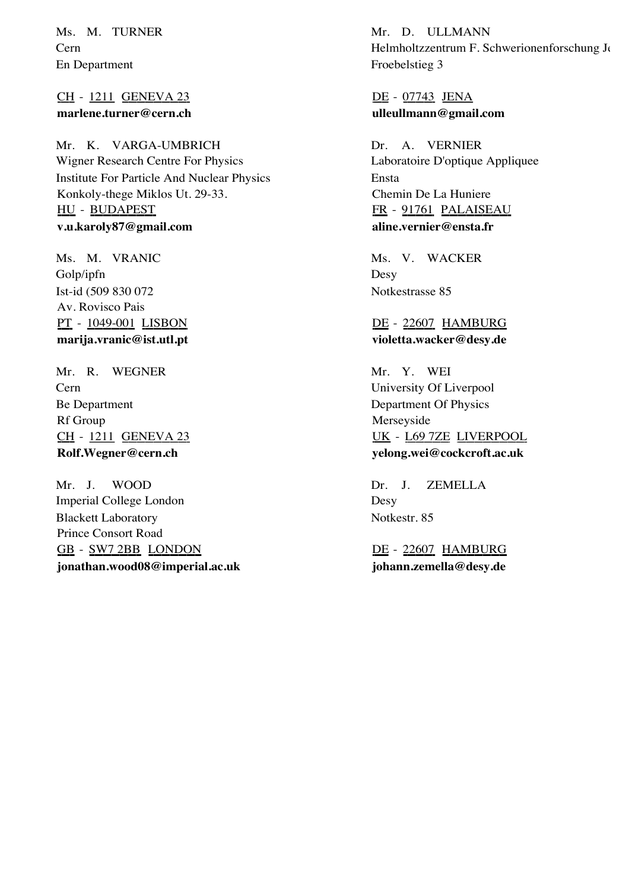Ms. M. TURNER
Cern
En Department

CH - 1211 GENEVA 23
**marlene.turner@cern.ch**

Mr. D. ULLMANN
Helmholtzzentrum F. Schwerionenforschung Je
Froebelstieg 3

DE - 07743 JENA
**ulleullmann@gmail.com**

Mr. K. VARGA-UMBRICH
Wigner Research Centre For Physics
Institute For Particle And Nuclear Physics
Konkoly-thege Miklos Ut. 29-33.
HU - BUDAPEST
**v.u.karoly87@gmail.com**

Dr. A. VERNIER
Laboratoire D'optique Appliquee
Ensta
Chemin De La Huniere
FR - 91761 PALAISEAU
**aline.vernier@ensta.fr**

Ms. M. VRANIC
Golp/ipfn
Ist-id (509 830 072
Av. Rovisco Pais
PT - 1049-001 LISBON
**marija.vranic@ist.utl.pt**

Ms. V. WACKER
Desy
Notkestrasse 85

DE - 22607 HAMBURG
**violetta.wacker@desy.de**

Mr. R. WEGNER
Cern
Be Department
Rf Group
CH - 1211 GENEVA 23
**Rolf.Wegner@cern.ch**

Mr. Y. WEI
University Of Liverpool
Department Of Physics
Merseyside
UK - L69 7ZE LIVERPOOL
**yelong.wei@cockcroft.ac.uk**

Mr. J. WOOD
Imperial College London
Blackett Laboratory
Prince Consort Road
GB - SW7 2BB LONDON
**jonathan.wood08@imperial.ac.uk**

Dr. J. ZEMELLA
Desy
Notkestr. 85

DE - 22607 HAMBURG
**johann.zemella@desy.de**